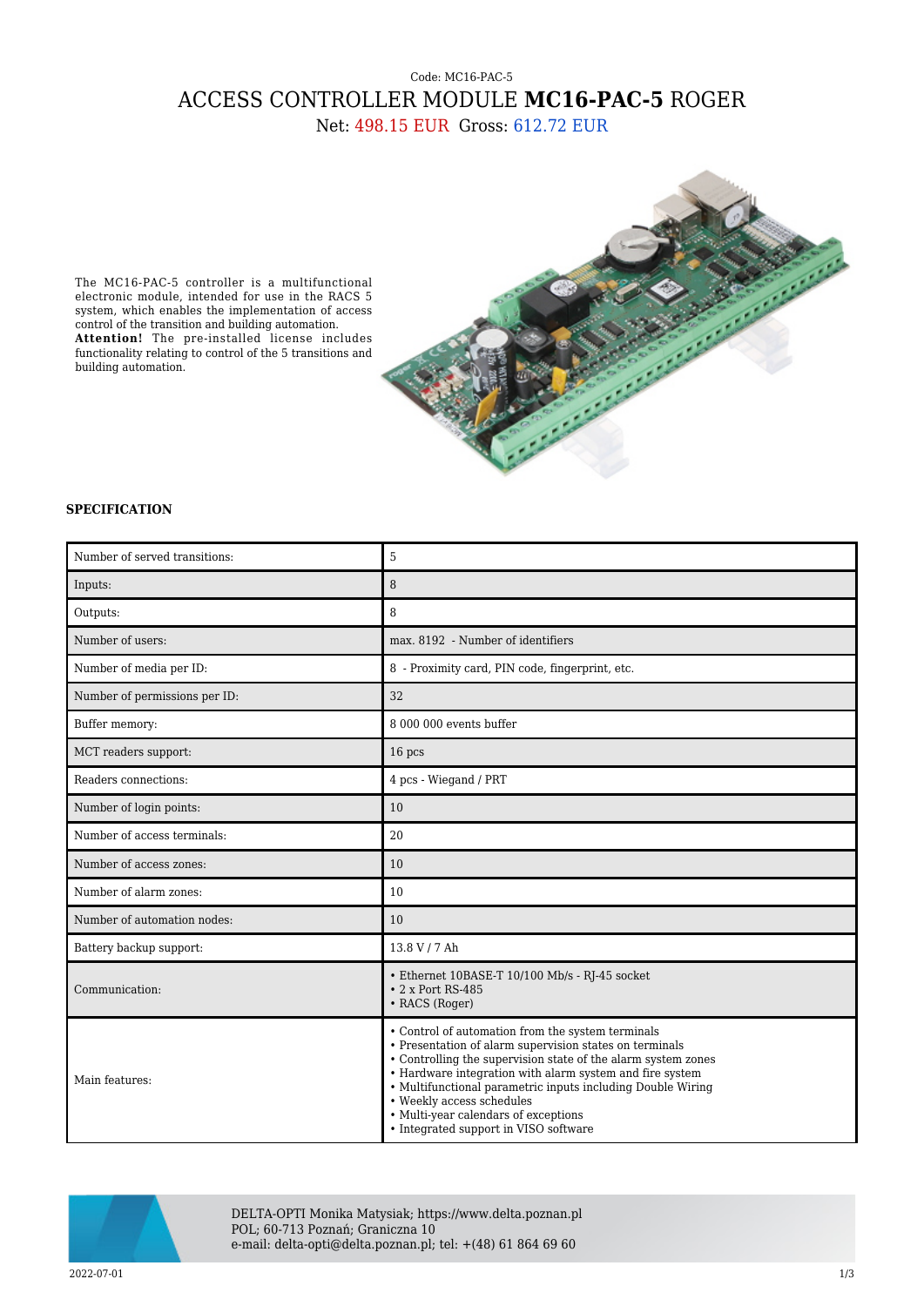Code: MC16-PAC-5

# ACCESS CONTROLLER MODULE **MC16-PAC-5** ROGER

Net: 498.15 EUR Gross: 612.72 EUR

The MC16-PAC-5 controller is a multifunctional electronic module, intended for use in the RACS 5 system, which enables the implementation of access control of the transition and building automation.
**Attention!** The pre-installed license includes functionality relating to control of the 5 transitions and building automation.

### SPECIFICATION

| | |
|---|---|
| Number of served transitions: | 5 |
| Inputs: | 8 |
| Outputs: | 8 |
| Number of users: | max. 8192 - Number of identifiers |
| Number of media per ID: | 8 - Proximity card, PIN code, fingerprint, etc. |
| Number of permissions per ID: | 32 |
| Buffer memory: | 8 000 000 events buffer |
| MCT readers support: | 16 pcs |
| Readers connections: | 4 pcs - Wiegand / PRT |
| Number of login points: | 10 |
| Number of access terminals: | 20 |
| Number of access zones: | 10 |
| Number of alarm zones: | 10 |
| Number of automation nodes: | 10 |
| Battery backup support: | 13.8 V / 7 Ah |
| Communication: | • Ethernet 10BASE-T 10/100 Mb/s - RJ-45 socket<br>• 2 x Port RS-485<br>• RACS (Roger) |
| Main features: | • Control of automation from the system terminals<br>• Presentation of alarm supervision states on terminals<br>• Controlling the supervision state of the alarm system zones<br>• Hardware integration with alarm system and fire system<br>• Multifunctional parametric inputs including Double Wiring<br>• Weekly access schedules<br>• Multi-year calendars of exceptions<br>• Integrated support in VISO software |

DELTA-OPTI Monika Matysiak; https://www.delta.poznan.pl
POL; 60-713 Poznań; Graniczna 10
e-mail: delta-opti@delta.poznan.pl; tel: +(48) 61 864 69 60

2022-07-01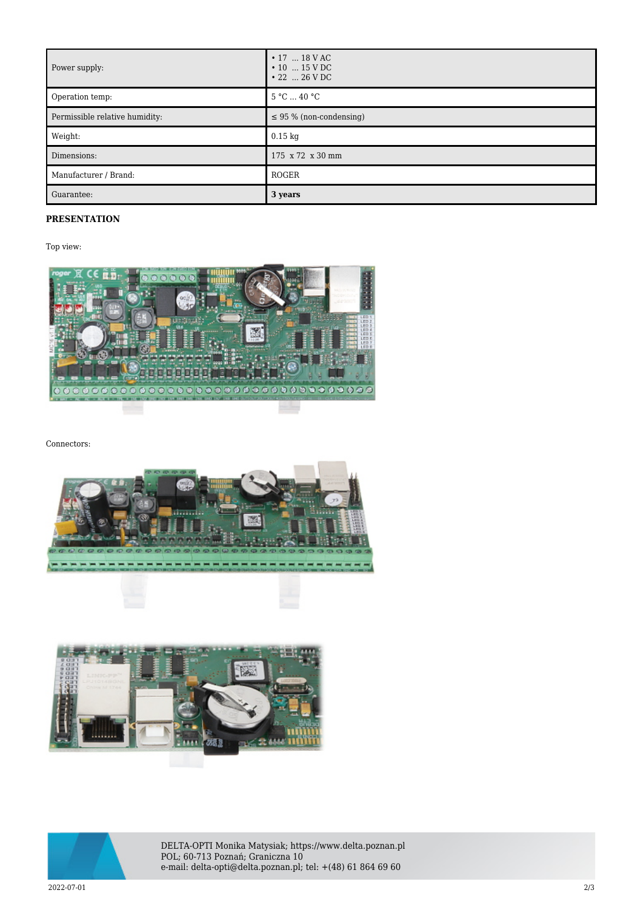| Power supply: | • 17 ... 18 V AC<br>• 10 ... 15 V DC<br>• 22 ... 26 V DC |
|---|---|
| Operation temp: | 5 °C ... 40 °C |
| Permissible relative humidity: | ≤ 95 % (non-condensing) |
| Weight: | 0.15 kg |
| Dimensions: | 175 x 72 x 30 mm |
| Manufacturer / Brand: | ROGER |
| Guarantee: | **3 years** |

**PRESENTATION**

Top view:

Connectors: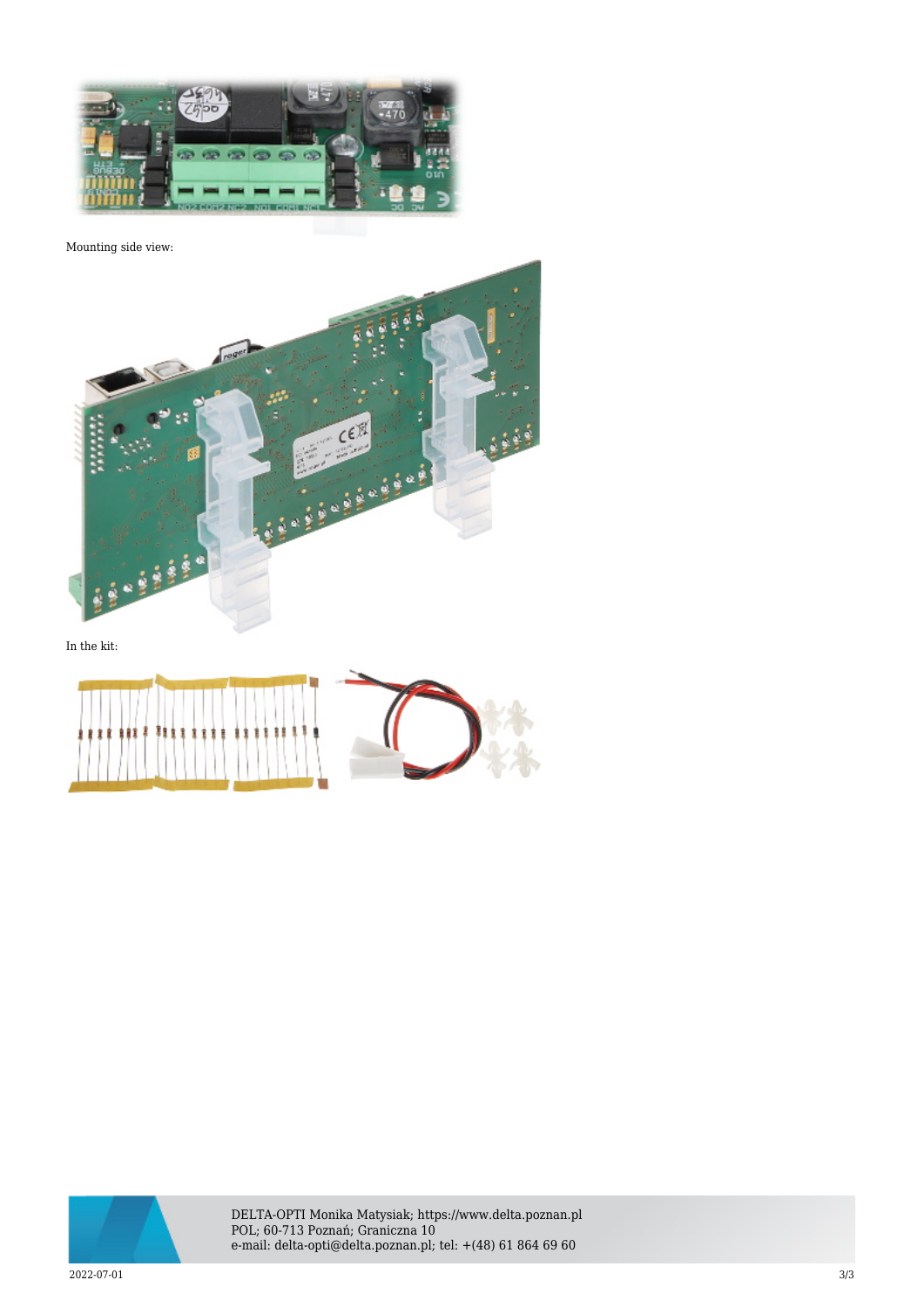Mounting side view:

In the kit: